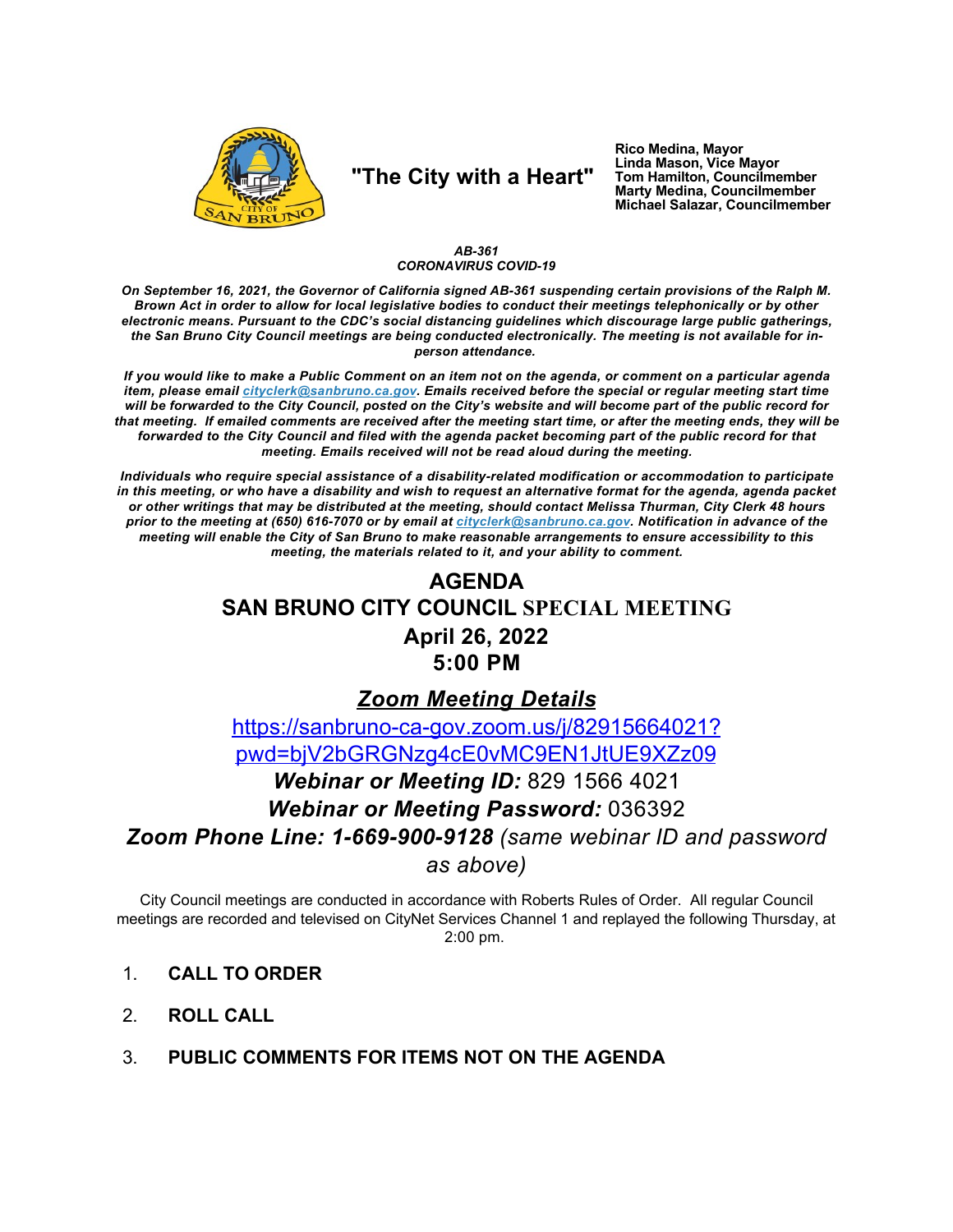**"The City with a Heart"**

**Rico Medina, Mayor**
**Linda Mason, Vice Mayor**
**Tom Hamilton, Councilmember**
**Marty Medina, Councilmember**
**Michael Salazar, Councilmember**

***AB-361***
***CORONAVIRUS COVID-19***

***On September 16, 2021, the Governor of California signed AB-361 suspending certain provisions of the Ralph M. Brown Act in order to allow for local legislative bodies to conduct their meetings telephonically or by other electronic means. Pursuant to the CDC's social distancing guidelines which discourage large public gatherings, the San Bruno City Council meetings are being conducted electronically. The meeting is not available for in-person attendance.***

***If you would like to make a Public Comment on an item not on the agenda, or comment on a particular agenda item, please email cityclerk@sanbruno.ca.gov. Emails received before the special or regular meeting start time will be forwarded to the City Council, posted on the City's website and will become part of the public record for that meeting. If emailed comments are received after the meeting start time, or after the meeting ends, they will be forwarded to the City Council and filed with the agenda packet becoming part of the public record for that meeting. Emails received will not be read aloud during the meeting.***

***Individuals who require special assistance of a disability-related modification or accommodation to participate in this meeting, or who have a disability and wish to request an alternative format for the agenda, agenda packet or other writings that may be distributed at the meeting, should contact Melissa Thurman, City Clerk 48 hours prior to the meeting at (650) 616-7070 or by email at cityclerk@sanbruno.ca.gov. Notification in advance of the meeting will enable the City of San Bruno to make reasonable arrangements to ensure accessibility to this meeting, the materials related to it, and your ability to comment.***

# AGENDA
# SAN BRUNO CITY COUNCIL SPECIAL MEETING
# April 26, 2022
# 5:00 PM

## ***Zoom Meeting Details***

https://sanbruno-ca-gov.zoom.us/j/82915664021?pwd=bjV2bGRGNzg4cE0vMC9EN1JtUE9XZz09

***Webinar or Meeting ID:*** 829 1566 4021

***Webinar or Meeting Password:*** 036392

***Zoom Phone Line: 1-669-900-9128*** *(same webinar ID and password as above)*

City Council meetings are conducted in accordance with Roberts Rules of Order. All regular Council meetings are recorded and televised on CityNet Services Channel 1 and replayed the following Thursday, at 2:00 pm.

1. **CALL TO ORDER**

2. **ROLL CALL**

3. **PUBLIC COMMENTS FOR ITEMS NOT ON THE AGENDA**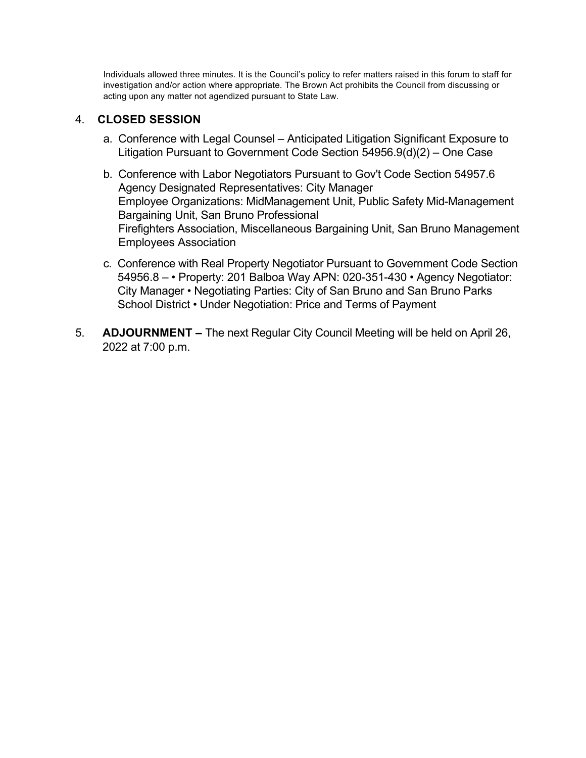Individuals allowed three minutes. It is the Council's policy to refer matters raised in this forum to staff for investigation and/or action where appropriate. The Brown Act prohibits the Council from discussing or acting upon any matter not agendized pursuant to State Law.

4. **CLOSED SESSION**

   a. Conference with Legal Counsel – Anticipated Litigation Significant Exposure to Litigation Pursuant to Government Code Section 54956.9(d)(2) – One Case

   b. Conference with Labor Negotiators Pursuant to Gov't Code Section 54957.6
      Agency Designated Representatives: City Manager
      Employee Organizations: MidManagement Unit, Public Safety Mid-Management Bargaining Unit, San Bruno Professional
      Firefighters Association, Miscellaneous Bargaining Unit, San Bruno Management Employees Association

   c. Conference with Real Property Negotiator Pursuant to Government Code Section 54956.8 – • Property: 201 Balboa Way APN: 020-351-430 • Agency Negotiator: City Manager • Negotiating Parties: City of San Bruno and San Bruno Parks School District • Under Negotiation: Price and Terms of Payment

5. **ADJOURNMENT –** The next Regular City Council Meeting will be held on April 26, 2022 at 7:00 p.m.